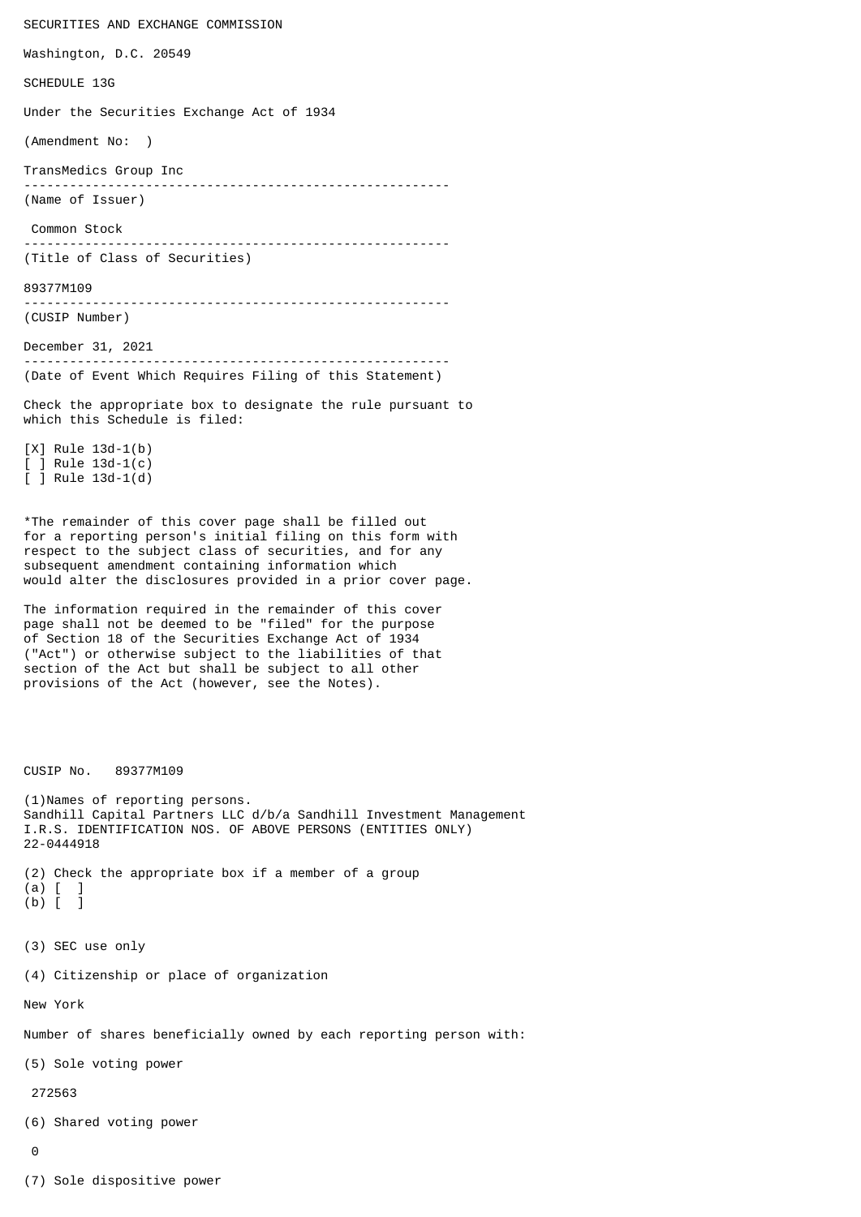SECURITIES AND EXCHANGE COMMISSION

Washington, D.C. 20549

SCHEDULE 13G

Under the Securities Exchange Act of 1934

(Amendment No:  )

TransMedics Group Inc

---

(Name of Issuer)

Common Stock

---

(Title of Class of Securities)

89377M109

---

(CUSIP Number)

December 31, 2021

---

(Date of Event Which Requires Filing of this Statement)

Check the appropriate box to designate the rule pursuant to which this Schedule is filed:

[X] Rule 13d-1(b)
[ ] Rule 13d-1(c)
[ ] Rule 13d-1(d)

*The remainder of this cover page shall be filled out for a reporting person's initial filing on this form with respect to the subject class of securities, and for any subsequent amendment containing information which would alter the disclosures provided in a prior cover page.

The information required in the remainder of this cover page shall not be deemed to be "filed" for the purpose of Section 18 of the Securities Exchange Act of 1934 ("Act") or otherwise subject to the liabilities of that section of the Act but shall be subject to all other provisions of the Act (however, see the Notes).

CUSIP No.   89377M109

(1)Names of reporting persons.
Sandhill Capital Partners LLC d/b/a Sandhill Investment Management
I.R.S. IDENTIFICATION NOS. OF ABOVE PERSONS (ENTITIES ONLY)
22-0444918

(2) Check the appropriate box if a member of a group
(a) [ ]
(b) [ ]

(3) SEC use only

(4) Citizenship or place of organization

New York

Number of shares beneficially owned by each reporting person with:

(5) Sole voting power

272563

(6) Shared voting power

0

(7) Sole dispositive power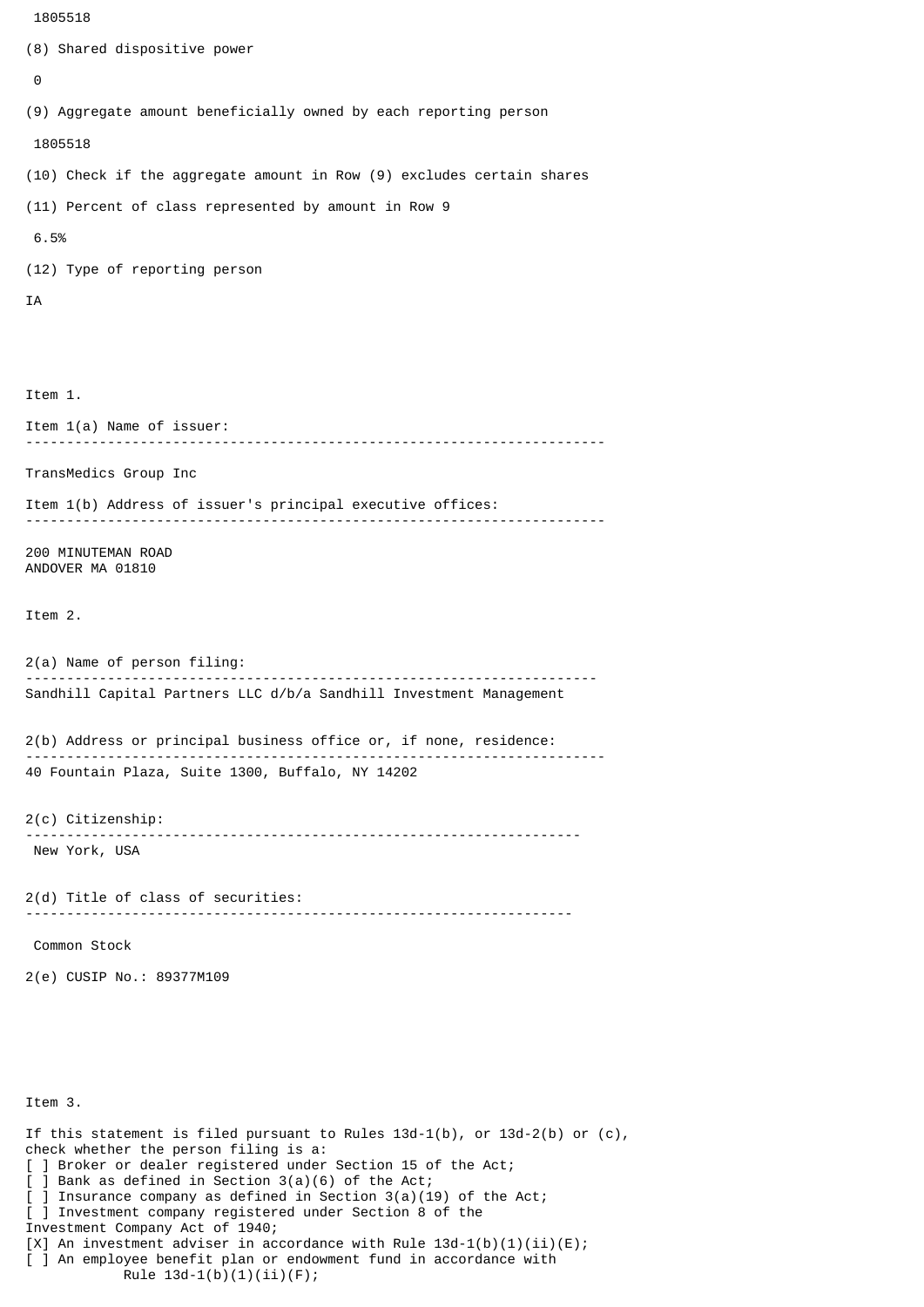1805518

(8) Shared dispositive power

0

(9) Aggregate amount beneficially owned by each reporting person

1805518

(10) Check if the aggregate amount in Row (9) excludes certain shares

(11) Percent of class represented by amount in Row 9

6.5%

(12) Type of reporting person

IA

Item 1.

Item 1(a) Name of issuer:

---

TransMedics Group Inc

Item 1(b) Address of issuer's principal executive offices:

---

200 MINUTEMAN ROAD
ANDOVER MA 01810

Item 2.

2(a) Name of person filing:

---

Sandhill Capital Partners LLC d/b/a Sandhill Investment Management

2(b) Address or principal business office or, if none, residence:

---

40 Fountain Plaza, Suite 1300, Buffalo, NY 14202

2(c) Citizenship:

---

New York, USA

2(d) Title of class of securities:

---

Common Stock

2(e) CUSIP No.: 89377M109

Item 3.

If this statement is filed pursuant to Rules 13d-1(b), or 13d-2(b) or (c), check whether the person filing is a:

[ ] Broker or dealer registered under Section 15 of the Act;
[ ] Bank as defined in Section 3(a)(6) of the Act;
[ ] Insurance company as defined in Section 3(a)(19) of the Act;
[ ] Investment company registered under Section 8 of the Investment Company Act of 1940;
[X] An investment adviser in accordance with Rule 13d-1(b)(1)(ii)(E);
[ ] An employee benefit plan or endowment fund in accordance with Rule 13d-1(b)(1)(ii)(F);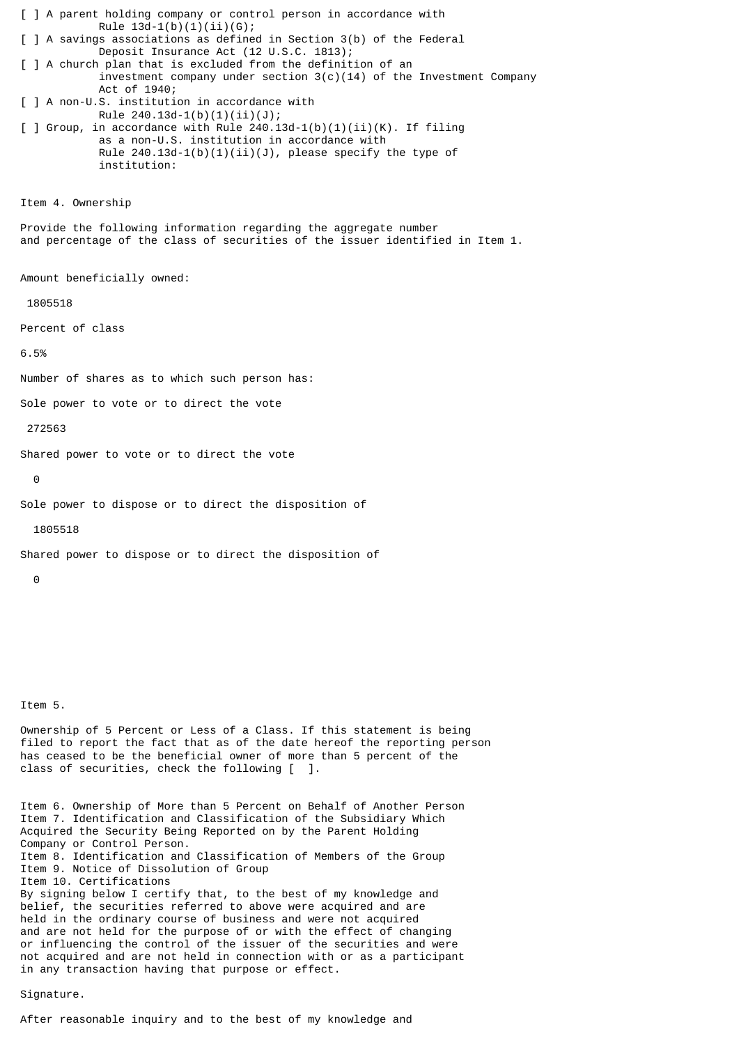[ ] A parent holding company or control person in accordance with Rule 13d-1(b)(1)(ii)(G);

[ ] A savings associations as defined in Section 3(b) of the Federal Deposit Insurance Act (12 U.S.C. 1813);

[ ] A church plan that is excluded from the definition of an investment company under section 3(c)(14) of the Investment Company Act of 1940;

[ ] A non-U.S. institution in accordance with Rule 240.13d-1(b)(1)(ii)(J);

[ ] Group, in accordance with Rule 240.13d-1(b)(1)(ii)(K). If filing as a non-U.S. institution in accordance with Rule 240.13d-1(b)(1)(ii)(J), please specify the type of institution:

Item 4. Ownership

Provide the following information regarding the aggregate number and percentage of the class of securities of the issuer identified in Item 1.

Amount beneficially owned:

1805518

Percent of class

6.5%

Number of shares as to which such person has:

Sole power to vote or to direct the vote

272563

Shared power to vote or to direct the vote

0

Sole power to dispose or to direct the disposition of

1805518

Shared power to dispose or to direct the disposition of

0

Item 5.

Ownership of 5 Percent or Less of a Class. If this statement is being filed to report the fact that as of the date hereof the reporting person has ceased to be the beneficial owner of more than 5 percent of the class of securities, check the following [ ].

Item 6. Ownership of More than 5 Percent on Behalf of Another Person

Item 7. Identification and Classification of the Subsidiary Which Acquired the Security Being Reported on by the Parent Holding Company or Control Person.

Item 8. Identification and Classification of Members of the Group

Item 9. Notice of Dissolution of Group

Item 10. Certifications

By signing below I certify that, to the best of my knowledge and belief, the securities referred to above were acquired and are held in the ordinary course of business and were not acquired and are not held for the purpose of or with the effect of changing or influencing the control of the issuer of the securities and were not acquired and are not held in connection with or as a participant in any transaction having that purpose or effect.

Signature.

After reasonable inquiry and to the best of my knowledge and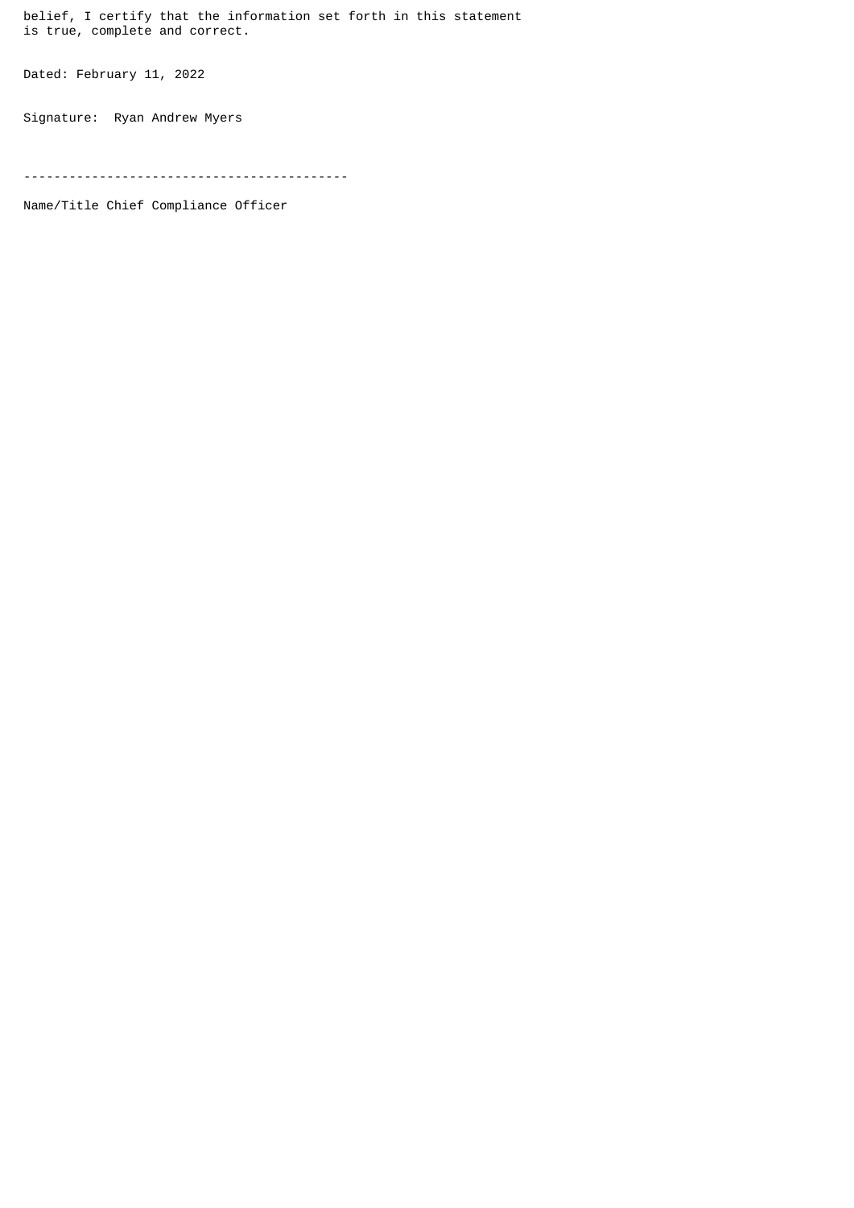belief, I certify that the information set forth in this statement
is true, complete and correct.

Dated: February 11, 2022

Signature:  Ryan Andrew Myers

------------------------------------------

Name/Title Chief Compliance Officer